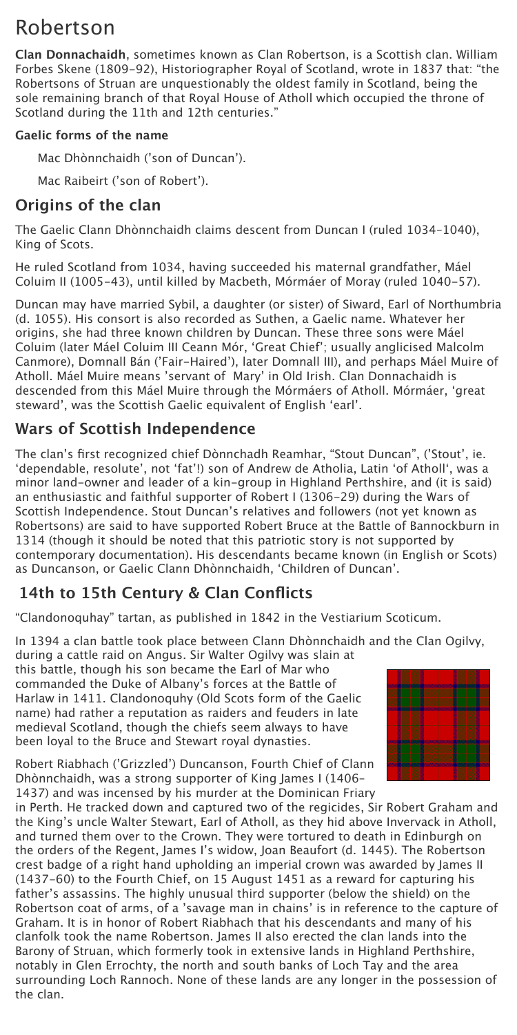# Robertson

**Clan Donnachaidh**, sometimes known as Clan Robertson, is a Scottish clan. William Forbes Skene (1809–92), Historiographer Royal of Scotland, wrote in 1837 that: "the Robertsons of Struan are unquestionably the oldest family in Scotland, being the sole remaining branch of that Royal House of Atholl which occupied the throne of Scotland during the 11th and 12th centuries."

**Gaelic forms of the name**

Mac Dhònnchaidh ('son of Duncan').

Mac Raibeirt ('son of Robert').

## Origins of the clan

The Gaelic Clann Dhònnchaidh claims descent from Duncan I (ruled 1034–1040), King of Scots.

He ruled Scotland from 1034, having succeeded his maternal grandfather, Máel Coluim II (1005–43), until killed by Macbeth, Mórmáer of Moray (ruled 1040–57).

Duncan may have married Sybil, a daughter (or sister) of Siward, Earl of Northumbria (d. 1055). His consort is also recorded as Suthen, a Gaelic name. Whatever her origins, she had three known children by Duncan. These three sons were Máel Coluim (later Máel Coluim III Ceann Mór, 'Great Chief'; usually anglicised Malcolm Canmore), Domnall Bán ('Fair-Haired'), later Domnall III), and perhaps Máel Muire of Atholl. Máel Muire means 'servant of Mary' in Old Irish. Clan Donnachaidh is descended from this Máel Muire through the Mórmáers of Atholl. Mórmáer, 'great steward', was the Scottish Gaelic equivalent of English 'earl'.

## Wars of Scottish Independence

The clan's first recognized chief Dònnchadh Reamhar, "Stout Duncan", ('Stout', ie. 'dependable, resolute', not 'fat'!) son of Andrew de Atholia, Latin 'of Atholl', was a minor land-owner and leader of a kin-group in Highland Perthshire, and (it is said) an enthusiastic and faithful supporter of Robert I (1306–29) during the Wars of Scottish Independence. Stout Duncan's relatives and followers (not yet known as Robertsons) are said to have supported Robert Bruce at the Battle of Bannockburn in 1314 (though it should be noted that this patriotic story is not supported by contemporary documentation). His descendants became known (in English or Scots) as Duncanson, or Gaelic Clann Dhònnchaidh, 'Children of Duncan'.

## 14th to 15th Century & Clan Conflicts

"Clandonoquhay" tartan, as published in 1842 in the Vestiarium Scoticum.

In 1394 a clan battle took place between Clann Dhònnchaidh and the Clan Ogilvy, during a cattle raid on Angus. Sir Walter Ogilvy was slain at this battle, though his son became the Earl of Mar who commanded the Duke of Albany's forces at the Battle of Harlaw in 1411. Clandonoquhy (Old Scots form of the Gaelic name) had rather a reputation as raiders and feuders in late medieval Scotland, though the chiefs seem always to have been loyal to the Bruce and Stewart royal dynasties.

Robert Riabhach ('Grizzled') Duncanson, Fourth Chief of Clann Dhònnchaidh, was a strong supporter of King James I (1406–1437) and was incensed by his murder at the Dominican Friary in Perth. He tracked down and captured two of the regicides, Sir Robert Graham and the King's uncle Walter Stewart, Earl of Atholl, as they hid above Invervack in Atholl, and turned them over to the Crown. They were tortured to death in Edinburgh on the orders of the Regent, James I's widow, Joan Beaufort (d. 1445). The Robertson crest badge of a right hand upholding an imperial crown was awarded by James II (1437–60) to the Fourth Chief, on 15 August 1451 as a reward for capturing his father's assassins. The highly unusual third supporter (below the shield) on the Robertson coat of arms, of a 'savage man in chains' is in reference to the capture of Graham. It is in honor of Robert Riabhach that his descendants and many of his clanfolk took the name Robertson. James II also erected the clan lands into the Barony of Struan, which formerly took in extensive lands in Highland Perthshire, notably in Glen Errochty, the north and south banks of Loch Tay and the area surrounding Loch Rannoch. None of these lands are any longer in the possession of the clan.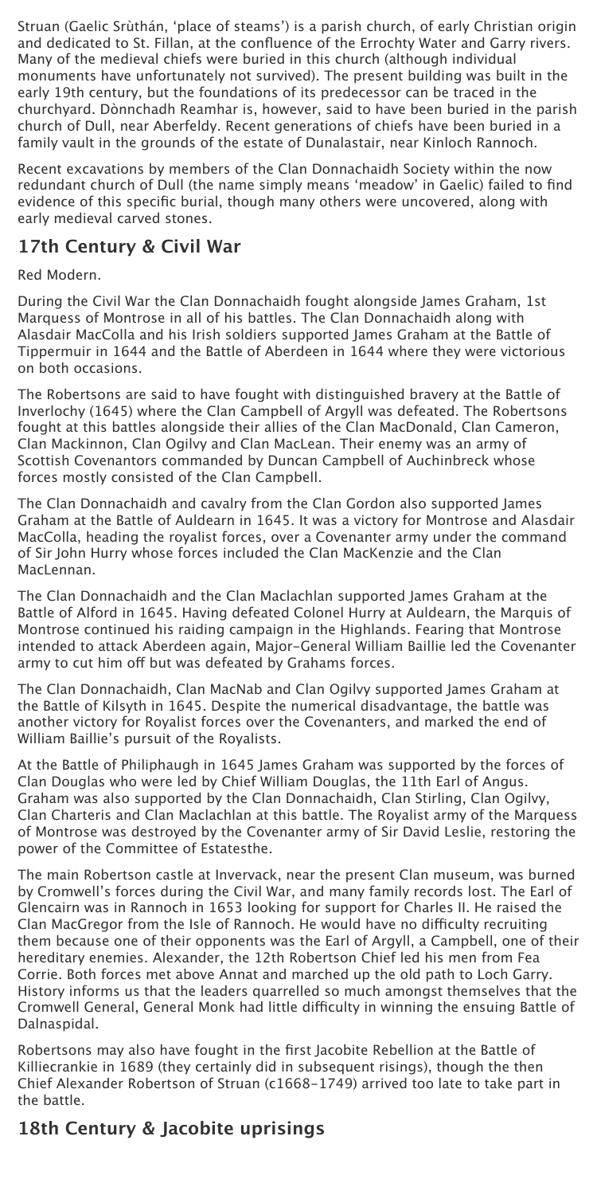Struan (Gaelic Srùthán, 'place of steams') is a parish church, of early Christian origin and dedicated to St. Fillan, at the confluence of the Errochty Water and Garry rivers. Many of the medieval chiefs were buried in this church (although individual monuments have unfortunately not survived). The present building was built in the early 19th century, but the foundations of its predecessor can be traced in the churchyard. Dònnchadh Reamhar is, however, said to have been buried in the parish church of Dull, near Aberfeldy. Recent generations of chiefs have been buried in a family vault in the grounds of the estate of Dunalastair, near Kinloch Rannoch.

Recent excavations by members of the Clan Donnachaidh Society within the now redundant church of Dull (the name simply means 'meadow' in Gaelic) failed to find evidence of this specific burial, though many others were uncovered, along with early medieval carved stones.

## 17th Century & Civil War

Red Modern.

During the Civil War the Clan Donnachaidh fought alongside James Graham, 1st Marquess of Montrose in all of his battles. The Clan Donnachaidh along with Alasdair MacColla and his Irish soldiers supported James Graham at the Battle of Tippermuir in 1644 and the Battle of Aberdeen in 1644 where they were victorious on both occasions.

The Robertsons are said to have fought with distinguished bravery at the Battle of Inverlochy (1645) where the Clan Campbell of Argyll was defeated. The Robertsons fought at this battles alongside their allies of the Clan MacDonald, Clan Cameron, Clan Mackinnon, Clan Ogilvy and Clan MacLean. Their enemy was an army of Scottish Covenantors commanded by Duncan Campbell of Auchinbreck whose forces mostly consisted of the Clan Campbell.

The Clan Donnachaidh and cavalry from the Clan Gordon also supported James Graham at the Battle of Auldearn in 1645. It was a victory for Montrose and Alasdair MacColla, heading the royalist forces, over a Covenanter army under the command of Sir John Hurry whose forces included the Clan MacKenzie and the Clan MacLennan.

The Clan Donnachaidh and the Clan Maclachlan supported James Graham at the Battle of Alford in 1645. Having defeated Colonel Hurry at Auldearn, the Marquis of Montrose continued his raiding campaign in the Highlands. Fearing that Montrose intended to attack Aberdeen again, Major-General William Baillie led the Covenanter army to cut him off but was defeated by Grahams forces.

The Clan Donnachaidh, Clan MacNab and Clan Ogilvy supported James Graham at the Battle of Kilsyth in 1645. Despite the numerical disadvantage, the battle was another victory for Royalist forces over the Covenanters, and marked the end of William Baillie's pursuit of the Royalists.

At the Battle of Philiphaugh in 1645 James Graham was supported by the forces of Clan Douglas who were led by Chief William Douglas, the 11th Earl of Angus. Graham was also supported by the Clan Donnachaidh, Clan Stirling, Clan Ogilvy, Clan Charteris and Clan Maclachlan at this battle. The Royalist army of the Marquess of Montrose was destroyed by the Covenanter army of Sir David Leslie, restoring the power of the Committee of Estatesthe.

The main Robertson castle at Invervack, near the present Clan museum, was burned by Cromwell's forces during the Civil War, and many family records lost. The Earl of Glencairn was in Rannoch in 1653 looking for support for Charles II. He raised the Clan MacGregor from the Isle of Rannoch. He would have no difficulty recruiting them because one of their opponents was the Earl of Argyll, a Campbell, one of their hereditary enemies. Alexander, the 12th Robertson Chief led his men from Fea Corrie. Both forces met above Annat and marched up the old path to Loch Garry. History informs us that the leaders quarrelled so much amongst themselves that the Cromwell General, General Monk had little difficulty in winning the ensuing Battle of Dalnaspidal.

Robertsons may also have fought in the first Jacobite Rebellion at the Battle of Killiecrankie in 1689 (they certainly did in subsequent risings), though the then Chief Alexander Robertson of Struan (c1668-1749) arrived too late to take part in the battle.

## 18th Century & Jacobite uprisings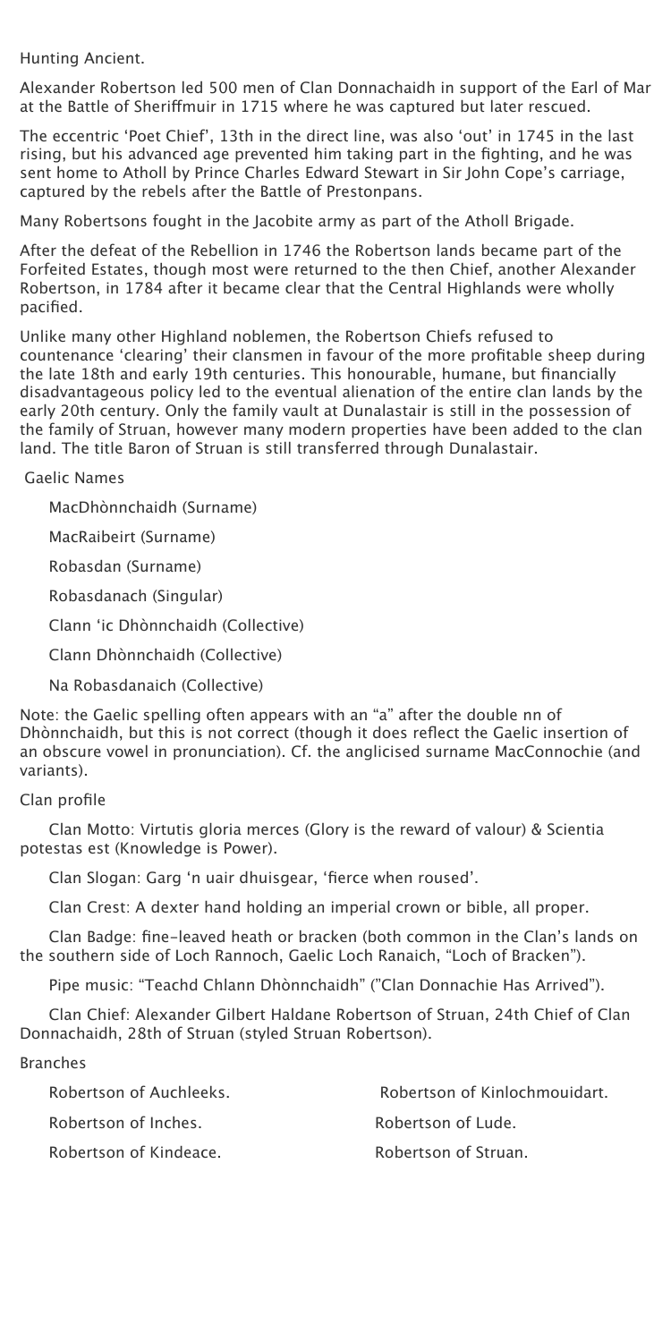Hunting Ancient.

Alexander Robertson led 500 men of Clan Donnachaidh in support of the Earl of Mar at the Battle of Sheriffmuir in 1715 where he was captured but later rescued.

The eccentric 'Poet Chief', 13th in the direct line, was also 'out' in 1745 in the last rising, but his advanced age prevented him taking part in the fighting, and he was sent home to Atholl by Prince Charles Edward Stewart in Sir John Cope's carriage, captured by the rebels after the Battle of Prestonpans.

Many Robertsons fought in the Jacobite army as part of the Atholl Brigade.

After the defeat of the Rebellion in 1746 the Robertson lands became part of the Forfeited Estates, though most were returned to the then Chief, another Alexander Robertson, in 1784 after it became clear that the Central Highlands were wholly pacified.

Unlike many other Highland noblemen, the Robertson Chiefs refused to countenance 'clearing' their clansmen in favour of the more profitable sheep during the late 18th and early 19th centuries. This honourable, humane, but financially disadvantageous policy led to the eventual alienation of the entire clan lands by the early 20th century. Only the family vault at Dunalastair is still in the possession of the family of Struan, however many modern properties have been added to the clan land. The title Baron of Struan is still transferred through Dunalastair.

## Gaelic Names

- MacDhònnchaidh (Surname)
- MacRaibeirt (Surname)
- Robasdan (Surname)
- Robasdanach (Singular)
- Clann 'ic Dhònnchaidh (Collective)
- Clann Dhònnchaidh (Collective)
- Na Robasdanaich (Collective)

Note: the Gaelic spelling often appears with an "a" after the double nn of Dhònnchaidh, but this is not correct (though it does reflect the Gaelic insertion of an obscure vowel in pronunciation). Cf. the anglicised surname MacConnochie (and variants).

## Clan profile

Clan Motto: Virtutis gloria merces (Glory is the reward of valour) & Scientia potestas est (Knowledge is Power).

Clan Slogan: Garg 'n uair dhuisgear, 'fierce when roused'.

Clan Crest: A dexter hand holding an imperial crown or bible, all proper.

Clan Badge: fine-leaved heath or bracken (both common in the Clan's lands on the southern side of Loch Rannoch, Gaelic Loch Ranaich, "Loch of Bracken").

Pipe music: "Teachd Chlann Dhònnchaidh" ("Clan Donnachie Has Arrived").

Clan Chief: Alexander Gilbert Haldane Robertson of Struan, 24th Chief of Clan Donnachaidh, 28th of Struan (styled Struan Robertson).

## Branches

- Robertson of Auchleeks.
- Robertson of Inches.
- Robertson of Kindeace.
- Robertson of Kinlochmouidart.
- Robertson of Lude.
- Robertson of Struan.